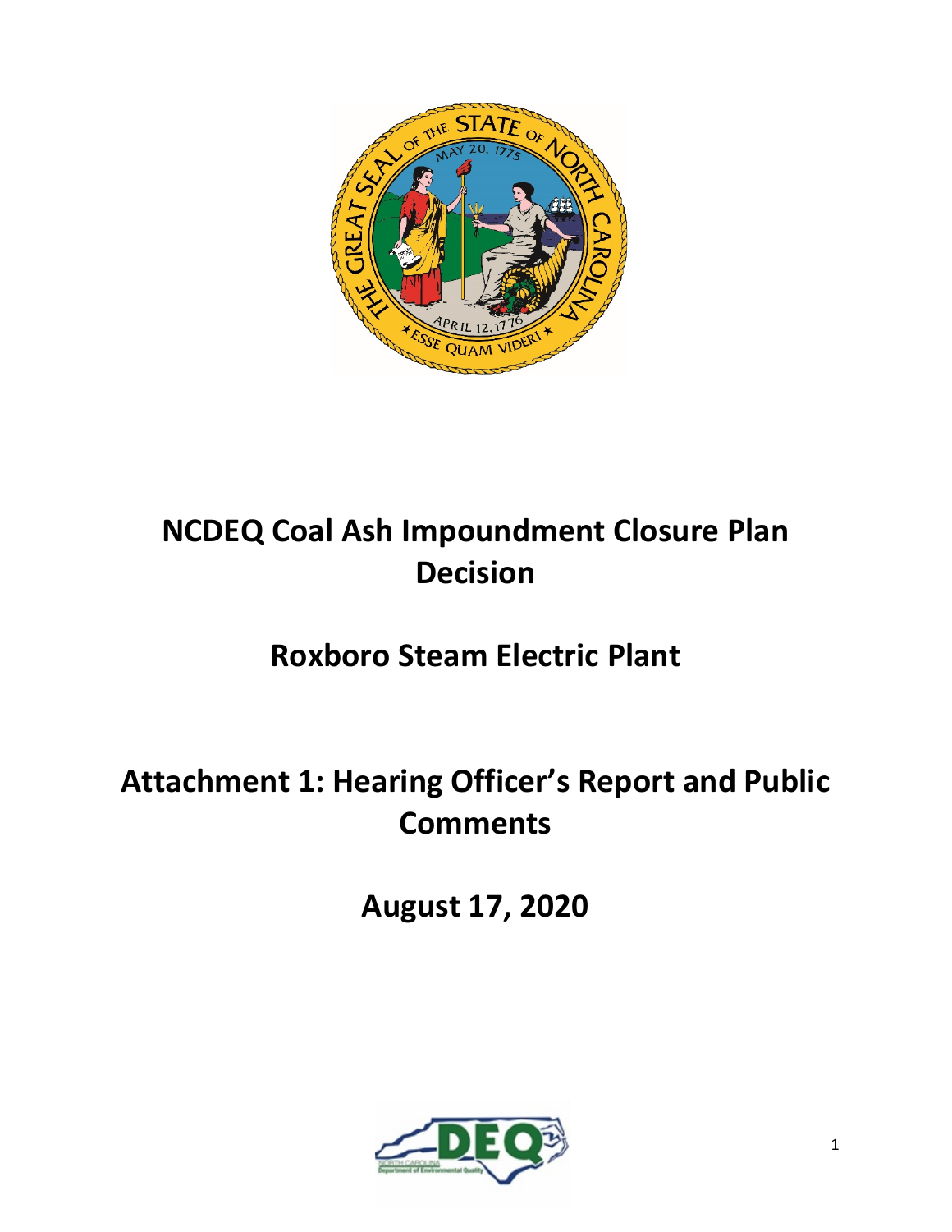# NCDEQ Coal Ash Impoundment Closure Plan Decision

# Roxboro Steam Electric Plant

# Attachment 1: Hearing Officer's Report and Public Comments

# August 17, 2020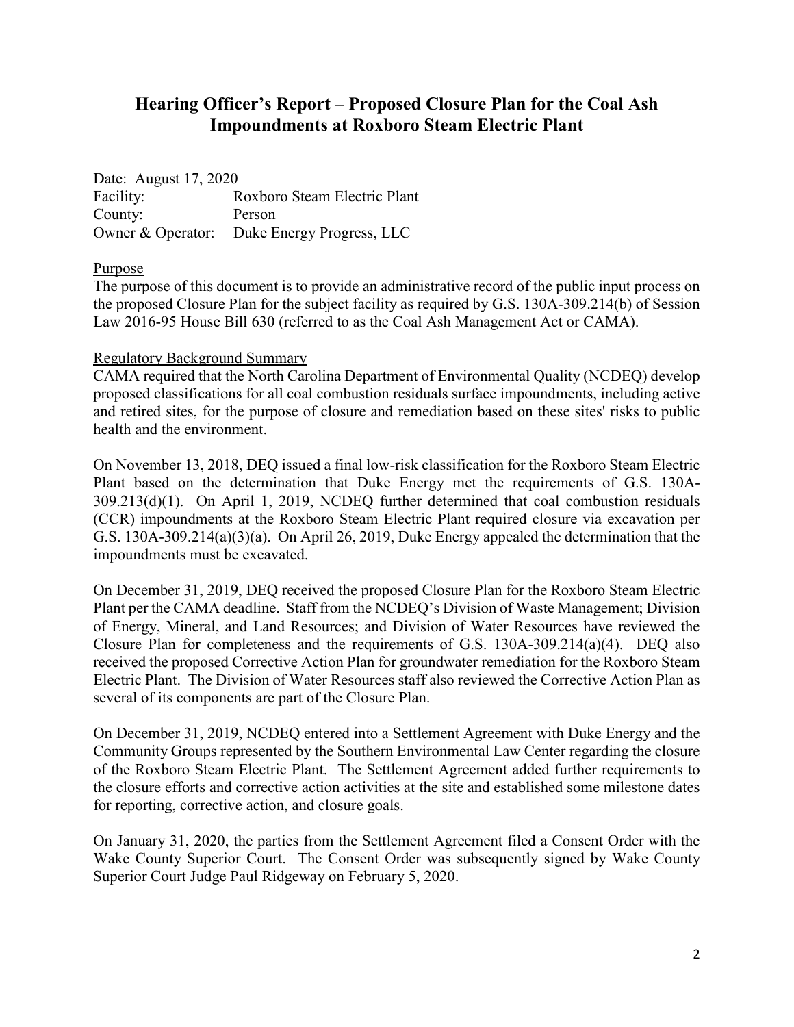# Hearing Officer's Report – Proposed Closure Plan for the Coal Ash Impoundments at Roxboro Steam Electric Plant

Date: August 17, 2020
Facility: Roxboro Steam Electric Plant
County: Person
Owner & Operator: Duke Energy Progress, LLC

Purpose

The purpose of this document is to provide an administrative record of the public input process on the proposed Closure Plan for the subject facility as required by G.S. 130A-309.214(b) of Session Law 2016-95 House Bill 630 (referred to as the Coal Ash Management Act or CAMA).

Regulatory Background Summary

CAMA required that the North Carolina Department of Environmental Quality (NCDEQ) develop proposed classifications for all coal combustion residuals surface impoundments, including active and retired sites, for the purpose of closure and remediation based on these sites' risks to public health and the environment.

On November 13, 2018, DEQ issued a final low-risk classification for the Roxboro Steam Electric Plant based on the determination that Duke Energy met the requirements of G.S. 130A-309.213(d)(1). On April 1, 2019, NCDEQ further determined that coal combustion residuals (CCR) impoundments at the Roxboro Steam Electric Plant required closure via excavation per G.S. 130A-309.214(a)(3)(a). On April 26, 2019, Duke Energy appealed the determination that the impoundments must be excavated.

On December 31, 2019, DEQ received the proposed Closure Plan for the Roxboro Steam Electric Plant per the CAMA deadline. Staff from the NCDEQ's Division of Waste Management; Division of Energy, Mineral, and Land Resources; and Division of Water Resources have reviewed the Closure Plan for completeness and the requirements of G.S. 130A-309.214(a)(4). DEQ also received the proposed Corrective Action Plan for groundwater remediation for the Roxboro Steam Electric Plant. The Division of Water Resources staff also reviewed the Corrective Action Plan as several of its components are part of the Closure Plan.

On December 31, 2019, NCDEQ entered into a Settlement Agreement with Duke Energy and the Community Groups represented by the Southern Environmental Law Center regarding the closure of the Roxboro Steam Electric Plant. The Settlement Agreement added further requirements to the closure efforts and corrective action activities at the site and established some milestone dates for reporting, corrective action, and closure goals.

On January 31, 2020, the parties from the Settlement Agreement filed a Consent Order with the Wake County Superior Court. The Consent Order was subsequently signed by Wake County Superior Court Judge Paul Ridgeway on February 5, 2020.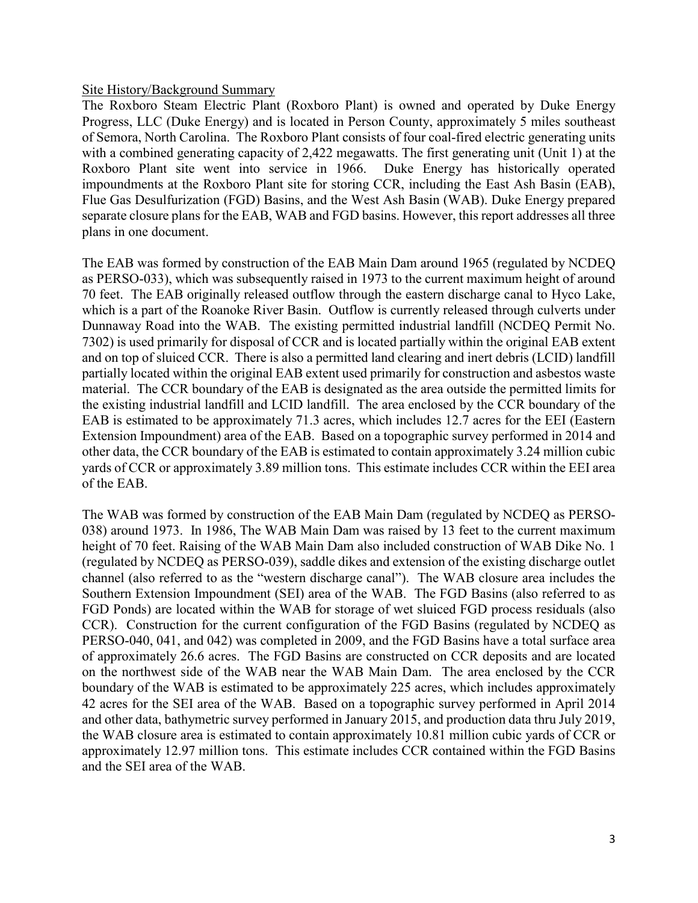Site History/Background Summary

The Roxboro Steam Electric Plant (Roxboro Plant) is owned and operated by Duke Energy Progress, LLC (Duke Energy) and is located in Person County, approximately 5 miles southeast of Semora, North Carolina. The Roxboro Plant consists of four coal-fired electric generating units with a combined generating capacity of 2,422 megawatts. The first generating unit (Unit 1) at the Roxboro Plant site went into service in 1966. Duke Energy has historically operated impoundments at the Roxboro Plant site for storing CCR, including the East Ash Basin (EAB), Flue Gas Desulfurization (FGD) Basins, and the West Ash Basin (WAB). Duke Energy prepared separate closure plans for the EAB, WAB and FGD basins. However, this report addresses all three plans in one document.

The EAB was formed by construction of the EAB Main Dam around 1965 (regulated by NCDEQ as PERSO-033), which was subsequently raised in 1973 to the current maximum height of around 70 feet. The EAB originally released outflow through the eastern discharge canal to Hyco Lake, which is a part of the Roanoke River Basin. Outflow is currently released through culverts under Dunnaway Road into the WAB. The existing permitted industrial landfill (NCDEQ Permit No. 7302) is used primarily for disposal of CCR and is located partially within the original EAB extent and on top of sluiced CCR. There is also a permitted land clearing and inert debris (LCID) landfill partially located within the original EAB extent used primarily for construction and asbestos waste material. The CCR boundary of the EAB is designated as the area outside the permitted limits for the existing industrial landfill and LCID landfill. The area enclosed by the CCR boundary of the EAB is estimated to be approximately 71.3 acres, which includes 12.7 acres for the EEI (Eastern Extension Impoundment) area of the EAB. Based on a topographic survey performed in 2014 and other data, the CCR boundary of the EAB is estimated to contain approximately 3.24 million cubic yards of CCR or approximately 3.89 million tons. This estimate includes CCR within the EEI area of the EAB.

The WAB was formed by construction of the EAB Main Dam (regulated by NCDEQ as PERSO-038) around 1973. In 1986, The WAB Main Dam was raised by 13 feet to the current maximum height of 70 feet. Raising of the WAB Main Dam also included construction of WAB Dike No. 1 (regulated by NCDEQ as PERSO-039), saddle dikes and extension of the existing discharge outlet channel (also referred to as the "western discharge canal"). The WAB closure area includes the Southern Extension Impoundment (SEI) area of the WAB. The FGD Basins (also referred to as FGD Ponds) are located within the WAB for storage of wet sluiced FGD process residuals (also CCR). Construction for the current configuration of the FGD Basins (regulated by NCDEQ as PERSO-040, 041, and 042) was completed in 2009, and the FGD Basins have a total surface area of approximately 26.6 acres. The FGD Basins are constructed on CCR deposits and are located on the northwest side of the WAB near the WAB Main Dam. The area enclosed by the CCR boundary of the WAB is estimated to be approximately 225 acres, which includes approximately 42 acres for the SEI area of the WAB. Based on a topographic survey performed in April 2014 and other data, bathymetric survey performed in January 2015, and production data thru July 2019, the WAB closure area is estimated to contain approximately 10.81 million cubic yards of CCR or approximately 12.97 million tons. This estimate includes CCR contained within the FGD Basins and the SEI area of the WAB.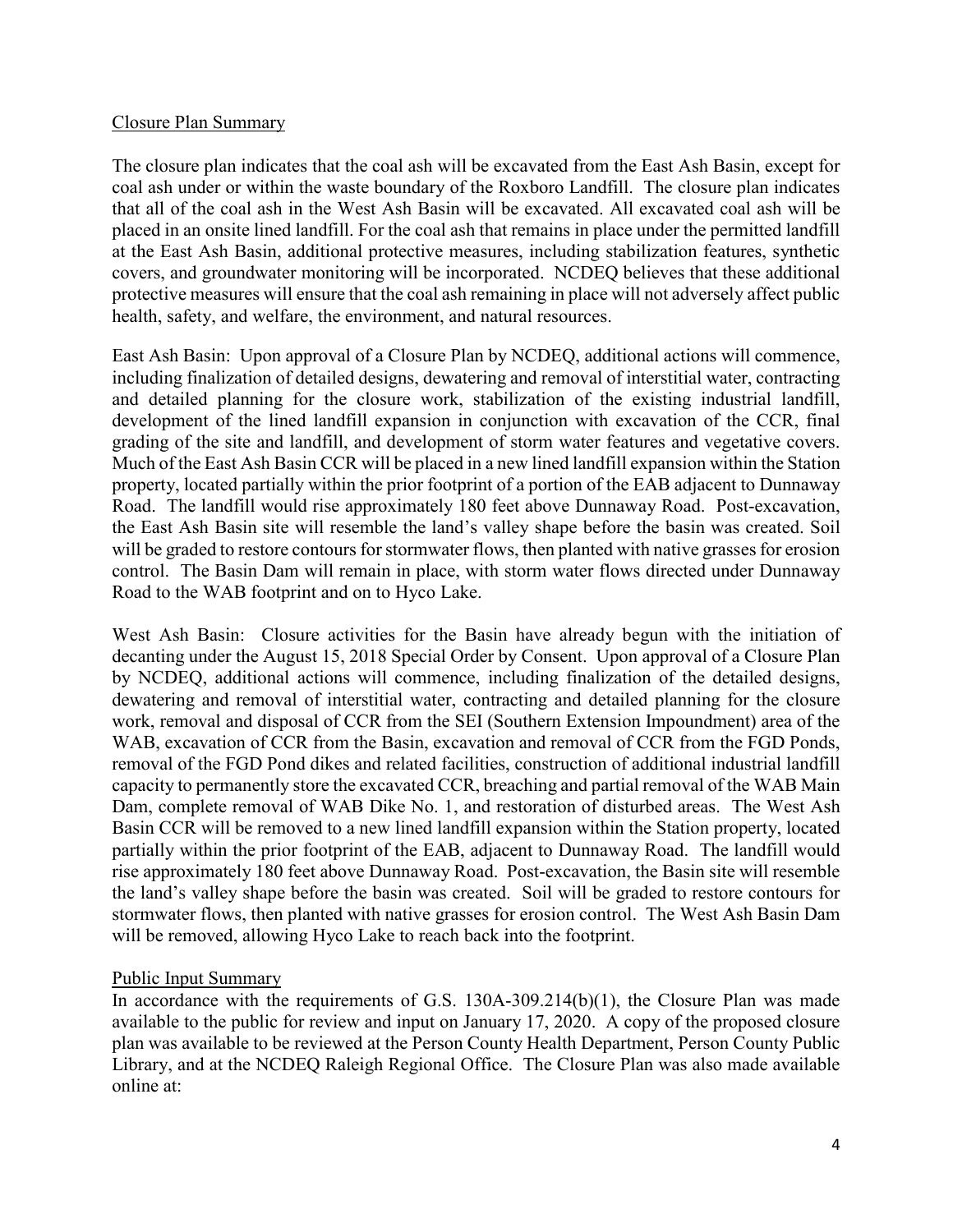Closure Plan Summary

The closure plan indicates that the coal ash will be excavated from the East Ash Basin, except for coal ash under or within the waste boundary of the Roxboro Landfill. The closure plan indicates that all of the coal ash in the West Ash Basin will be excavated. All excavated coal ash will be placed in an onsite lined landfill. For the coal ash that remains in place under the permitted landfill at the East Ash Basin, additional protective measures, including stabilization features, synthetic covers, and groundwater monitoring will be incorporated. NCDEQ believes that these additional protective measures will ensure that the coal ash remaining in place will not adversely affect public health, safety, and welfare, the environment, and natural resources.

East Ash Basin: Upon approval of a Closure Plan by NCDEQ, additional actions will commence, including finalization of detailed designs, dewatering and removal of interstitial water, contracting and detailed planning for the closure work, stabilization of the existing industrial landfill, development of the lined landfill expansion in conjunction with excavation of the CCR, final grading of the site and landfill, and development of storm water features and vegetative covers. Much of the East Ash Basin CCR will be placed in a new lined landfill expansion within the Station property, located partially within the prior footprint of a portion of the EAB adjacent to Dunnaway Road. The landfill would rise approximately 180 feet above Dunnaway Road. Post-excavation, the East Ash Basin site will resemble the land's valley shape before the basin was created. Soil will be graded to restore contours for stormwater flows, then planted with native grasses for erosion control. The Basin Dam will remain in place, with storm water flows directed under Dunnaway Road to the WAB footprint and on to Hyco Lake.

West Ash Basin: Closure activities for the Basin have already begun with the initiation of decanting under the August 15, 2018 Special Order by Consent. Upon approval of a Closure Plan by NCDEQ, additional actions will commence, including finalization of the detailed designs, dewatering and removal of interstitial water, contracting and detailed planning for the closure work, removal and disposal of CCR from the SEI (Southern Extension Impoundment) area of the WAB, excavation of CCR from the Basin, excavation and removal of CCR from the FGD Ponds, removal of the FGD Pond dikes and related facilities, construction of additional industrial landfill capacity to permanently store the excavated CCR, breaching and partial removal of the WAB Main Dam, complete removal of WAB Dike No. 1, and restoration of disturbed areas. The West Ash Basin CCR will be removed to a new lined landfill expansion within the Station property, located partially within the prior footprint of the EAB, adjacent to Dunnaway Road. The landfill would rise approximately 180 feet above Dunnaway Road. Post-excavation, the Basin site will resemble the land's valley shape before the basin was created. Soil will be graded to restore contours for stormwater flows, then planted with native grasses for erosion control. The West Ash Basin Dam will be removed, allowing Hyco Lake to reach back into the footprint.

Public Input Summary

In accordance with the requirements of G.S. 130A-309.214(b)(1), the Closure Plan was made available to the public for review and input on January 17, 2020. A copy of the proposed closure plan was available to be reviewed at the Person County Health Department, Person County Public Library, and at the NCDEQ Raleigh Regional Office. The Closure Plan was also made available online at: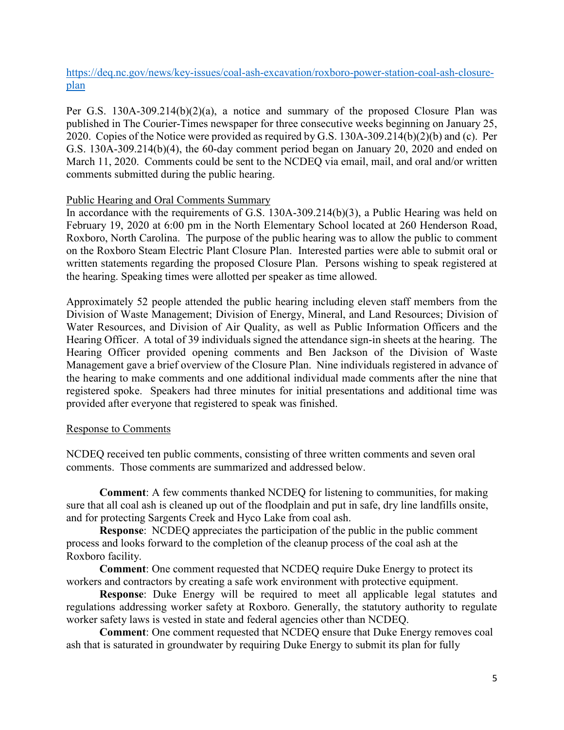https://deq.nc.gov/news/key-issues/coal-ash-excavation/roxboro-power-station-coal-ash-closure-plan

Per G.S. 130A-309.214(b)(2)(a), a notice and summary of the proposed Closure Plan was published in The Courier-Times newspaper for three consecutive weeks beginning on January 25, 2020. Copies of the Notice were provided as required by G.S. 130A-309.214(b)(2)(b) and (c). Per G.S. 130A-309.214(b)(4), the 60-day comment period began on January 20, 2020 and ended on March 11, 2020. Comments could be sent to the NCDEQ via email, mail, and oral and/or written comments submitted during the public hearing.

Public Hearing and Oral Comments Summary

In accordance with the requirements of G.S. 130A-309.214(b)(3), a Public Hearing was held on February 19, 2020 at 6:00 pm in the North Elementary School located at 260 Henderson Road, Roxboro, North Carolina. The purpose of the public hearing was to allow the public to comment on the Roxboro Steam Electric Plant Closure Plan. Interested parties were able to submit oral or written statements regarding the proposed Closure Plan. Persons wishing to speak registered at the hearing. Speaking times were allotted per speaker as time allowed.

Approximately 52 people attended the public hearing including eleven staff members from the Division of Waste Management; Division of Energy, Mineral, and Land Resources; Division of Water Resources, and Division of Air Quality, as well as Public Information Officers and the Hearing Officer. A total of 39 individuals signed the attendance sign-in sheets at the hearing. The Hearing Officer provided opening comments and Ben Jackson of the Division of Waste Management gave a brief overview of the Closure Plan. Nine individuals registered in advance of the hearing to make comments and one additional individual made comments after the nine that registered spoke. Speakers had three minutes for initial presentations and additional time was provided after everyone that registered to speak was finished.

Response to Comments

NCDEQ received ten public comments, consisting of three written comments and seven oral comments. Those comments are summarized and addressed below.

**Comment**: A few comments thanked NCDEQ for listening to communities, for making sure that all coal ash is cleaned up out of the floodplain and put in safe, dry line landfills onsite, and for protecting Sargents Creek and Hyco Lake from coal ash.

**Response**: NCDEQ appreciates the participation of the public in the public comment process and looks forward to the completion of the cleanup process of the coal ash at the Roxboro facility.

**Comment**: One comment requested that NCDEQ require Duke Energy to protect its workers and contractors by creating a safe work environment with protective equipment.

**Response**: Duke Energy will be required to meet all applicable legal statutes and regulations addressing worker safety at Roxboro. Generally, the statutory authority to regulate worker safety laws is vested in state and federal agencies other than NCDEQ.

**Comment**: One comment requested that NCDEQ ensure that Duke Energy removes coal ash that is saturated in groundwater by requiring Duke Energy to submit its plan for fully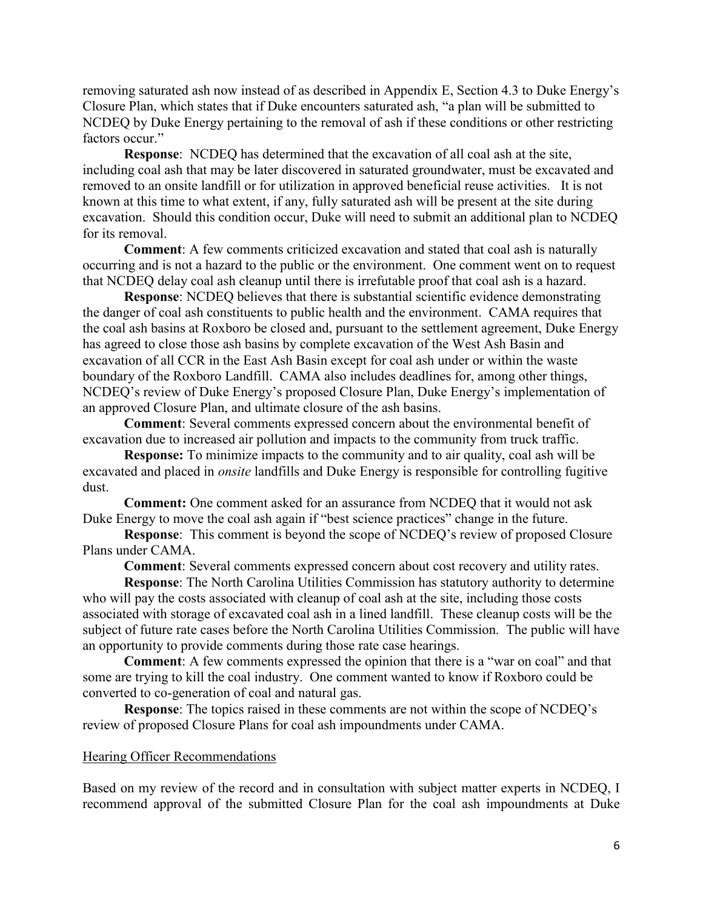removing saturated ash now instead of as described in Appendix E, Section 4.3 to Duke Energy's Closure Plan, which states that if Duke encounters saturated ash, "a plan will be submitted to NCDEQ by Duke Energy pertaining to the removal of ash if these conditions or other restricting factors occur."

**Response**: NCDEQ has determined that the excavation of all coal ash at the site, including coal ash that may be later discovered in saturated groundwater, must be excavated and removed to an onsite landfill or for utilization in approved beneficial reuse activities. It is not known at this time to what extent, if any, fully saturated ash will be present at the site during excavation. Should this condition occur, Duke will need to submit an additional plan to NCDEQ for its removal.

**Comment**: A few comments criticized excavation and stated that coal ash is naturally occurring and is not a hazard to the public or the environment. One comment went on to request that NCDEQ delay coal ash cleanup until there is irrefutable proof that coal ash is a hazard.

**Response**: NCDEQ believes that there is substantial scientific evidence demonstrating the danger of coal ash constituents to public health and the environment. CAMA requires that the coal ash basins at Roxboro be closed and, pursuant to the settlement agreement, Duke Energy has agreed to close those ash basins by complete excavation of the West Ash Basin and excavation of all CCR in the East Ash Basin except for coal ash under or within the waste boundary of the Roxboro Landfill. CAMA also includes deadlines for, among other things, NCDEQ's review of Duke Energy's proposed Closure Plan, Duke Energy's implementation of an approved Closure Plan, and ultimate closure of the ash basins.

**Comment**: Several comments expressed concern about the environmental benefit of excavation due to increased air pollution and impacts to the community from truck traffic.

**Response:** To minimize impacts to the community and to air quality, coal ash will be excavated and placed in *onsite* landfills and Duke Energy is responsible for controlling fugitive dust.

**Comment:** One comment asked for an assurance from NCDEQ that it would not ask Duke Energy to move the coal ash again if "best science practices" change in the future.

**Response**: This comment is beyond the scope of NCDEQ's review of proposed Closure Plans under CAMA.

**Comment**: Several comments expressed concern about cost recovery and utility rates.

**Response**: The North Carolina Utilities Commission has statutory authority to determine who will pay the costs associated with cleanup of coal ash at the site, including those costs associated with storage of excavated coal ash in a lined landfill. These cleanup costs will be the subject of future rate cases before the North Carolina Utilities Commission. The public will have an opportunity to provide comments during those rate case hearings.

**Comment**: A few comments expressed the opinion that there is a "war on coal" and that some are trying to kill the coal industry. One comment wanted to know if Roxboro could be converted to co-generation of coal and natural gas.

**Response**: The topics raised in these comments are not within the scope of NCDEQ's review of proposed Closure Plans for coal ash impoundments under CAMA.

## Hearing Officer Recommendations

Based on my review of the record and in consultation with subject matter experts in NCDEQ, I recommend approval of the submitted Closure Plan for the coal ash impoundments at Duke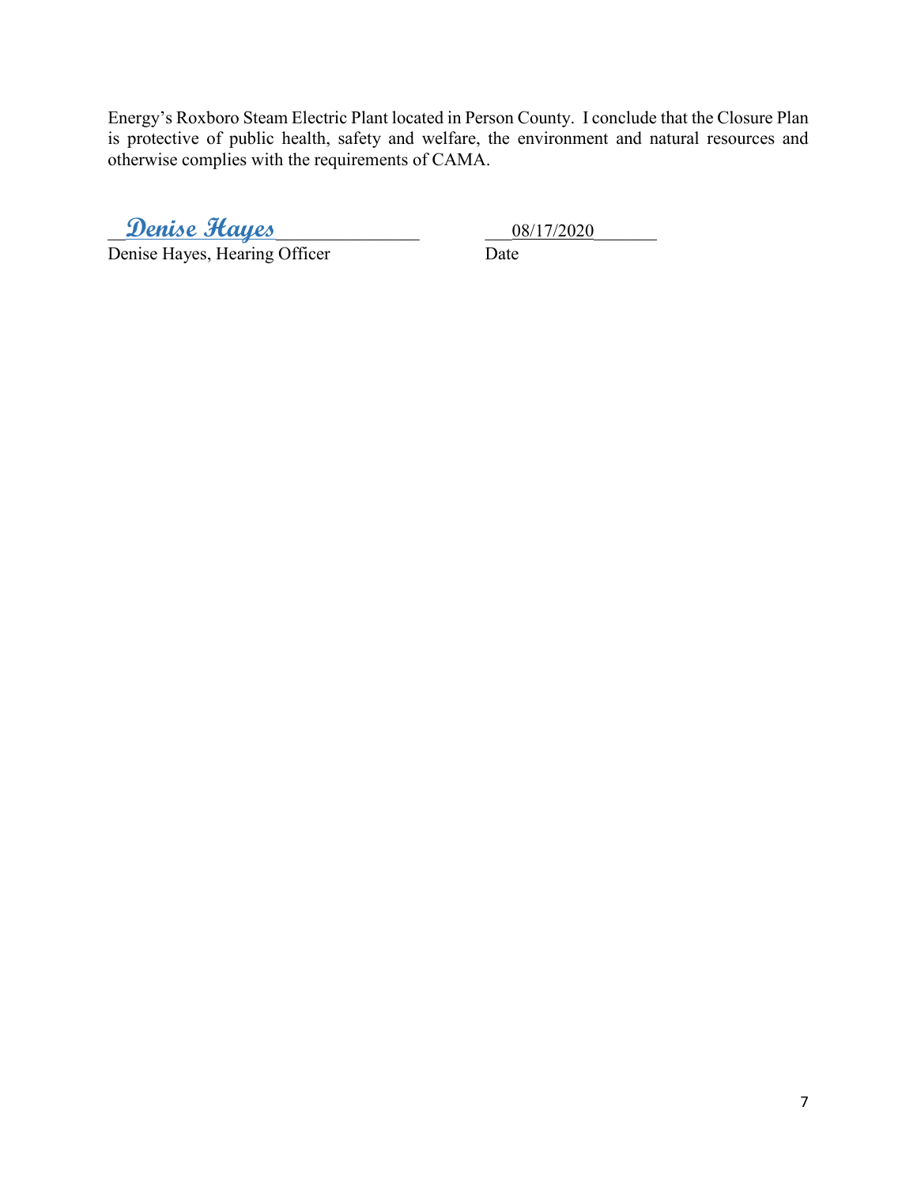Energy's Roxboro Steam Electric Plant located in Person County. I conclude that the Closure Plan is protective of public health, safety and welfare, the environment and natural resources and otherwise complies with the requirements of CAMA.

__*Denise Hayes*________________ ___08/17/2020_______

Denise Hayes, Hearing Officer Date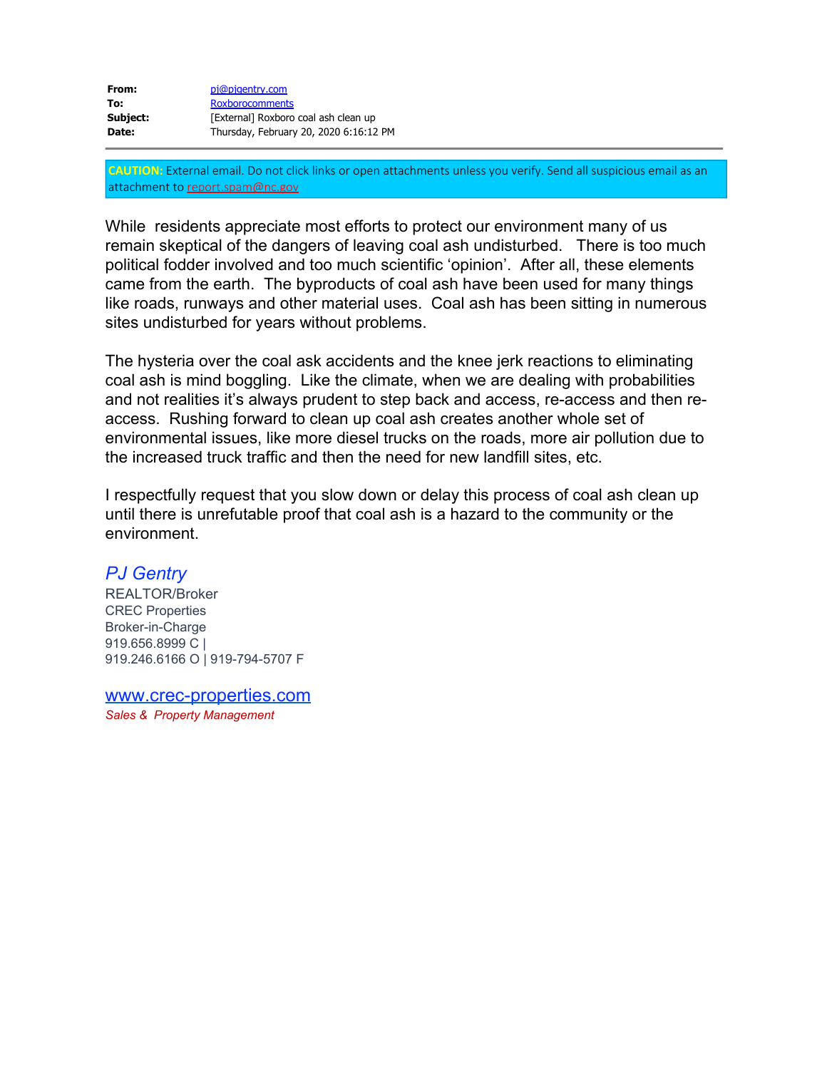| | |
|---|---|
| **From:** | pj@pjgentry.com |
| **To:** | Roxborocomments |
| **Subject:** | [External] Roxboro coal ash clean up |
| **Date:** | Thursday, February 20, 2020 6:16:12 PM |

**CAUTION:** External email. Do not click links or open attachments unless you verify. Send all suspicious email as an attachment to report.spam@nc.gov

While residents appreciate most efforts to protect our environment many of us remain skeptical of the dangers of leaving coal ash undisturbed. There is too much political fodder involved and too much scientific 'opinion'. After all, these elements came from the earth. The byproducts of coal ash have been used for many things like roads, runways and other material uses. Coal ash has been sitting in numerous sites undisturbed for years without problems.

The hysteria over the coal ask accidents and the knee jerk reactions to eliminating coal ash is mind boggling. Like the climate, when we are dealing with probabilities and not realities it's always prudent to step back and access, re-access and then re-access. Rushing forward to clean up coal ash creates another whole set of environmental issues, like more diesel trucks on the roads, more air pollution due to the increased truck traffic and then the need for new landfill sites, etc.

I respectfully request that you slow down or delay this process of coal ash clean up until there is unrefutable proof that coal ash is a hazard to the community or the environment.

*PJ Gentry*
REALTOR/Broker
CREC Properties
Broker-in-Charge
919.656.8999 C |
919.246.6166 O | 919-794-5707 F

www.crec-properties.com
*Sales & Property Management*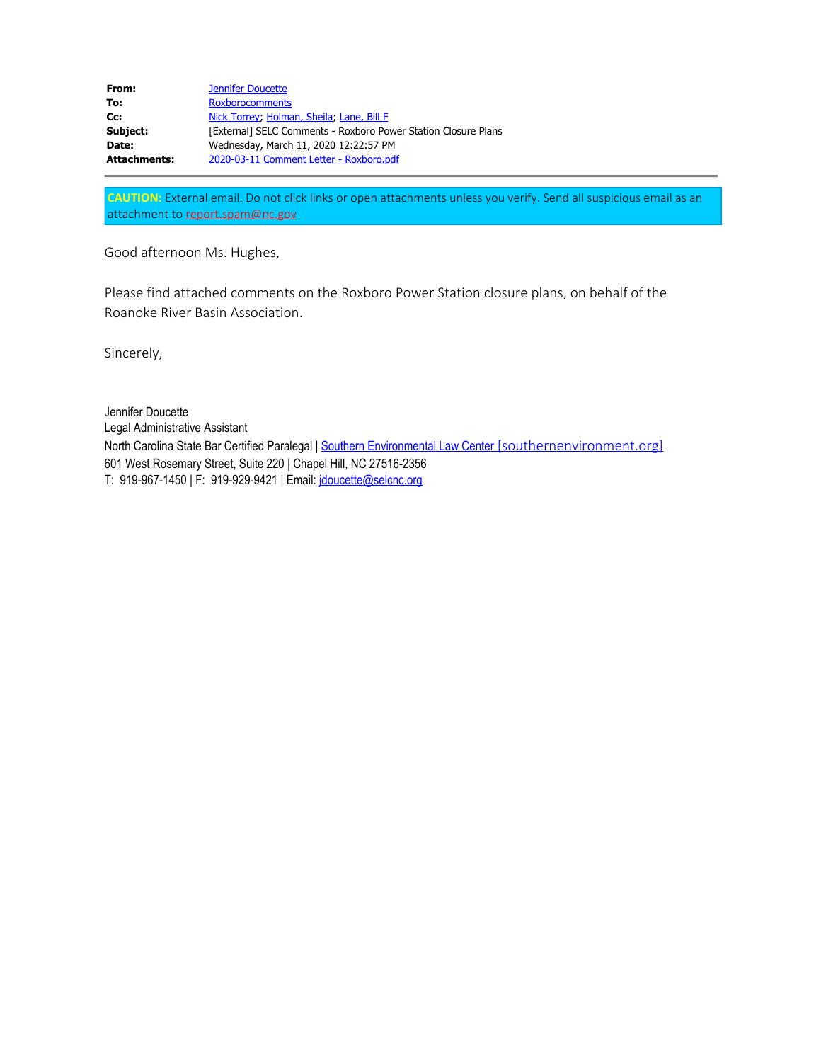| | |
|---|---|
| **From:** | Jennifer Doucette |
| **To:** | Roxborocomments |
| **Cc:** | Nick Torrey; Holman, Sheila; Lane, Bill F |
| **Subject:** | [External] SELC Comments - Roxboro Power Station Closure Plans |
| **Date:** | Wednesday, March 11, 2020 12:22:57 PM |
| **Attachments:** | 2020-03-11 Comment Letter - Roxboro.pdf |

---

**CAUTION:** External email. Do not click links or open attachments unless you verify. Send all suspicious email as an attachment to report.spam@nc.gov

Good afternoon Ms. Hughes,

Please find attached comments on the Roxboro Power Station closure plans, on behalf of the Roanoke River Basin Association.

Sincerely,

Jennifer Doucette
Legal Administrative Assistant
North Carolina State Bar Certified Paralegal | Southern Environmental Law Center [southernenvironment.org]
601 West Rosemary Street, Suite 220 | Chapel Hill, NC 27516-2356
T: 919-967-1450 | F: 919-929-9421 | Email: jdoucette@selcnc.org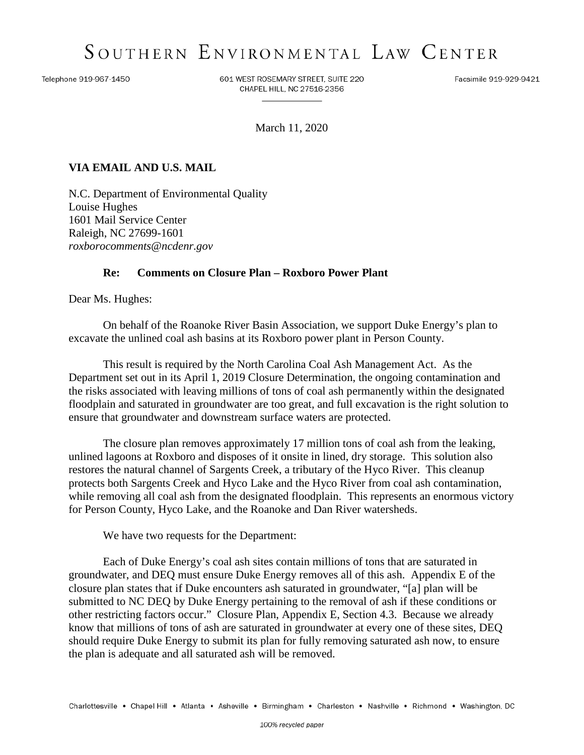# SOUTHERN ENVIRONMENTAL LAW CENTER

Telephone 919-967-1450 | 601 WEST ROSEMARY STREET, SUITE 220 CHAPEL HILL, NC 27516-2356 | Facsimile 919-929-9421

March 11, 2020

**VIA EMAIL AND U.S. MAIL**

N.C. Department of Environmental Quality
Louise Hughes
1601 Mail Service Center
Raleigh, NC 27699-1601
*roxborocomments@ncdenr.gov*

**Re: Comments on Closure Plan – Roxboro Power Plant**

Dear Ms. Hughes:

On behalf of the Roanoke River Basin Association, we support Duke Energy's plan to excavate the unlined coal ash basins at its Roxboro power plant in Person County.

This result is required by the North Carolina Coal Ash Management Act. As the Department set out in its April 1, 2019 Closure Determination, the ongoing contamination and the risks associated with leaving millions of tons of coal ash permanently within the designated floodplain and saturated in groundwater are too great, and full excavation is the right solution to ensure that groundwater and downstream surface waters are protected.

The closure plan removes approximately 17 million tons of coal ash from the leaking, unlined lagoons at Roxboro and disposes of it onsite in lined, dry storage. This solution also restores the natural channel of Sargents Creek, a tributary of the Hyco River. This cleanup protects both Sargents Creek and Hyco Lake and the Hyco River from coal ash contamination, while removing all coal ash from the designated floodplain. This represents an enormous victory for Person County, Hyco Lake, and the Roanoke and Dan River watersheds.

We have two requests for the Department:

Each of Duke Energy's coal ash sites contain millions of tons that are saturated in groundwater, and DEQ must ensure Duke Energy removes all of this ash. Appendix E of the closure plan states that if Duke encounters ash saturated in groundwater, "[a] plan will be submitted to NC DEQ by Duke Energy pertaining to the removal of ash if these conditions or other restricting factors occur." Closure Plan, Appendix E, Section 4.3. Because we already know that millions of tons of ash are saturated in groundwater at every one of these sites, DEQ should require Duke Energy to submit its plan for fully removing saturated ash now, to ensure the plan is adequate and all saturated ash will be removed.

Charlottesville • Chapel Hill • Atlanta • Asheville • Birmingham • Charleston • Nashville • Richmond • Washington, DC

*100% recycled paper*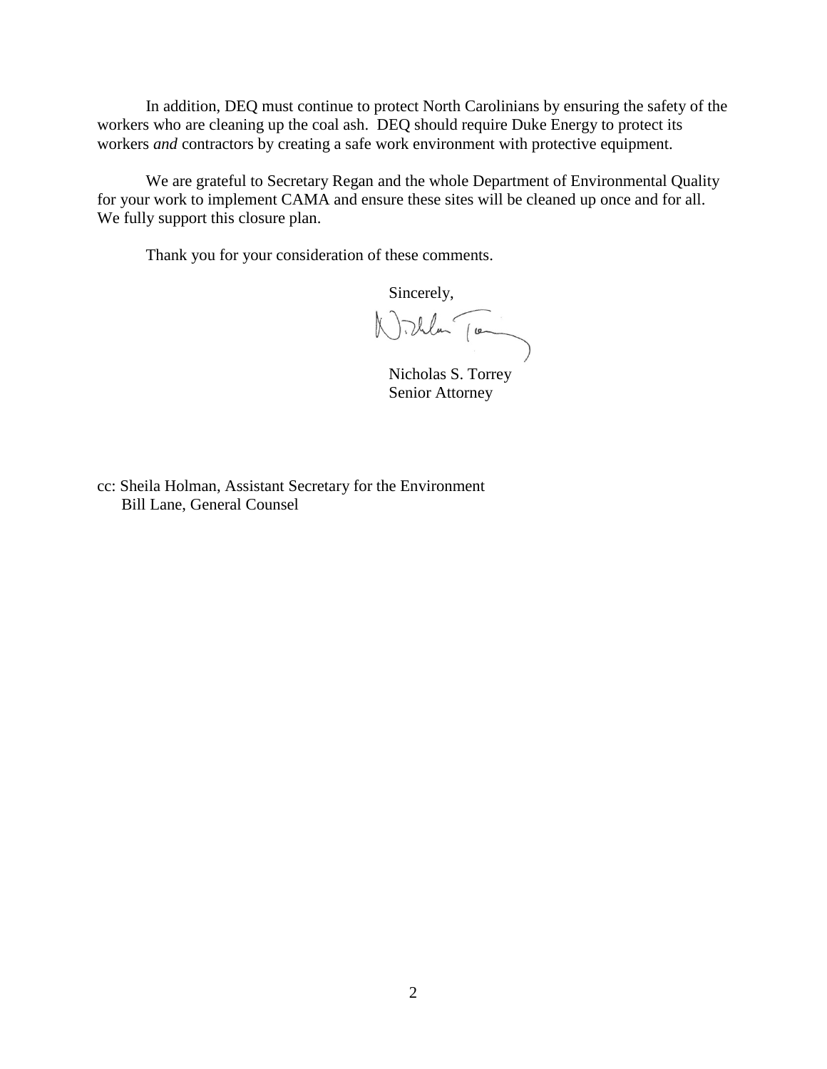In addition, DEQ must continue to protect North Carolinians by ensuring the safety of the workers who are cleaning up the coal ash. DEQ should require Duke Energy to protect its workers *and* contractors by creating a safe work environment with protective equipment.

We are grateful to Secretary Regan and the whole Department of Environmental Quality for your work to implement CAMA and ensure these sites will be cleaned up once and for all. We fully support this closure plan.

Thank you for your consideration of these comments.

Sincerely,

Nicholas S. Torrey
Senior Attorney

cc: Sheila Holman, Assistant Secretary for the Environment
Bill Lane, General Counsel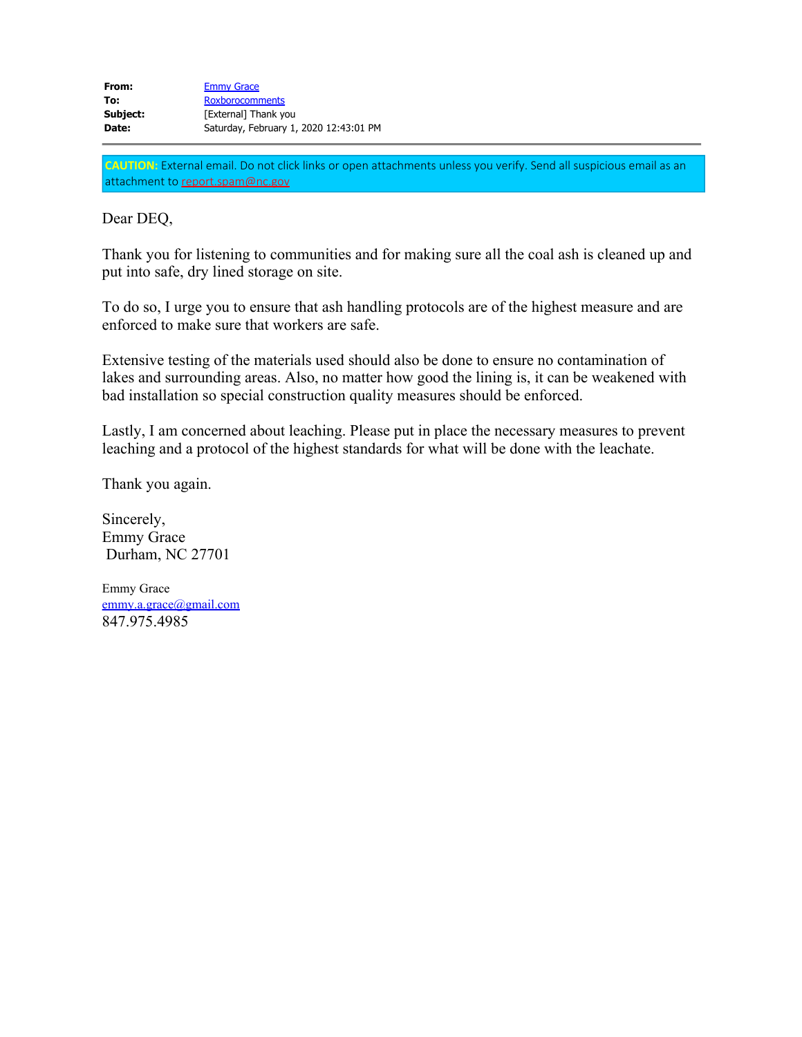| | |
|---|---|
| **From:** | Emmy Grace |
| **To:** | Roxborocomments |
| **Subject:** | [External] Thank you |
| **Date:** | Saturday, February 1, 2020 12:43:01 PM |

**CAUTION:** External email. Do not click links or open attachments unless you verify. Send all suspicious email as an attachment to report.spam@nc.gov

Dear DEQ,

Thank you for listening to communities and for making sure all the coal ash is cleaned up and put into safe, dry lined storage on site.

To do so, I urge you to ensure that ash handling protocols are of the highest measure and are enforced to make sure that workers are safe.

Extensive testing of the materials used should also be done to ensure no contamination of lakes and surrounding areas. Also, no matter how good the lining is, it can be weakened with bad installation so special construction quality measures should be enforced.

Lastly, I am concerned about leaching. Please put in place the necessary measures to prevent leaching and a protocol of the highest standards for what will be done with the leachate.

Thank you again.

Sincerely,
Emmy Grace
Durham, NC 27701

Emmy Grace
emmy.a.grace@gmail.com
847.975.4985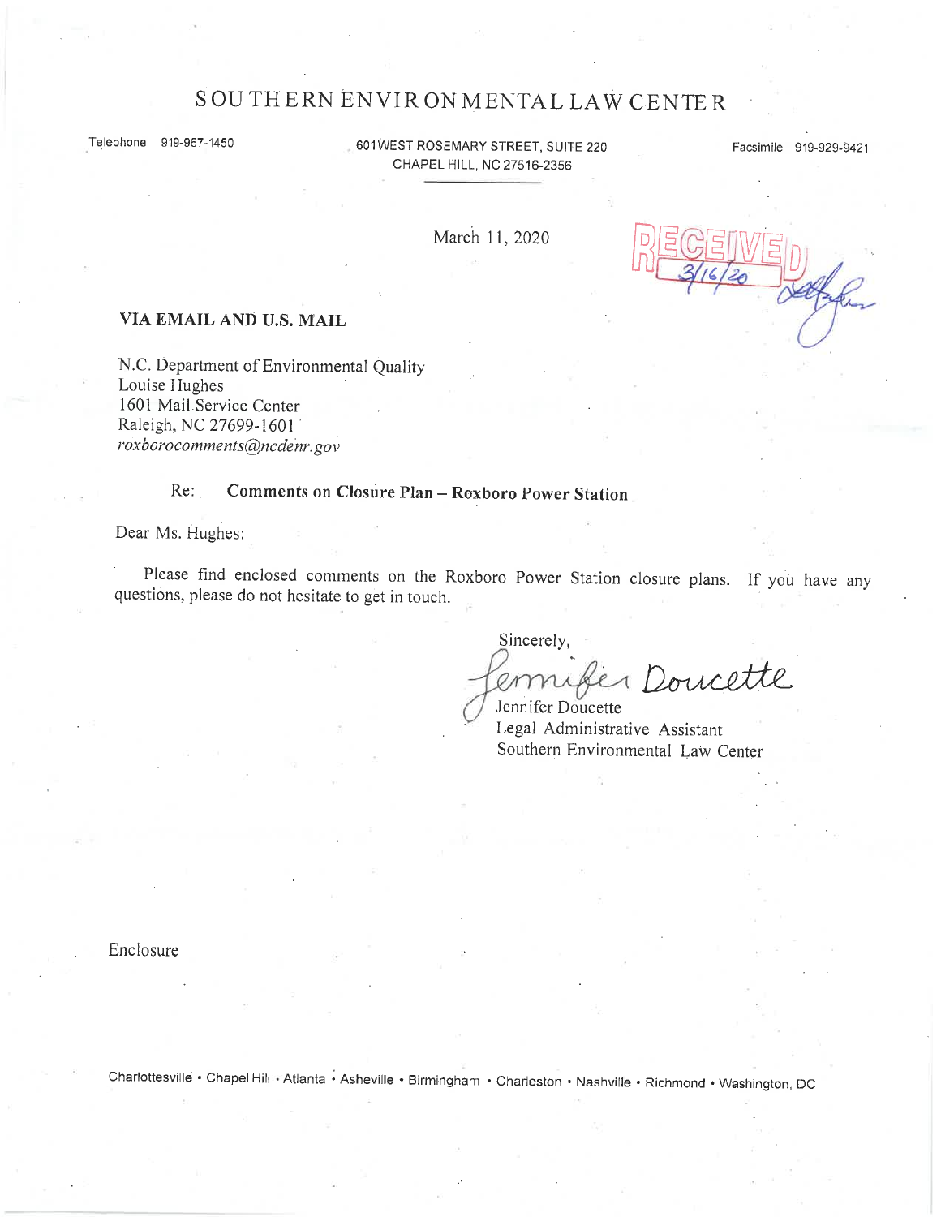# SOUTHERN ENVIRONMENTAL LAW CENTER

Telephone 919-967-1450

601 WEST ROSEMARY STREET, SUITE 220
CHAPEL HILL, NC 27516-2356

Facsimile 919-929-9421

March 11, 2020

RECEIVED
3/16/20

**VIA EMAIL AND U.S. MAIL**

N.C. Department of Environmental Quality
Louise Hughes
1601 Mail Service Center
Raleigh, NC 27699-1601
*roxborocomments@ncdenr.gov*

Re: **Comments on Closure Plan – Roxboro Power Station**

Dear Ms. Hughes:

Please find enclosed comments on the Roxboro Power Station closure plans. If you have any questions, please do not hesitate to get in touch.

Sincerely,

*Jennifer Doucette*

Jennifer Doucette
Legal Administrative Assistant
Southern Environmental Law Center

Enclosure

Charlottesville • Chapel Hill • Atlanta • Asheville • Birmingham • Charleston • Nashville • Richmond • Washington, DC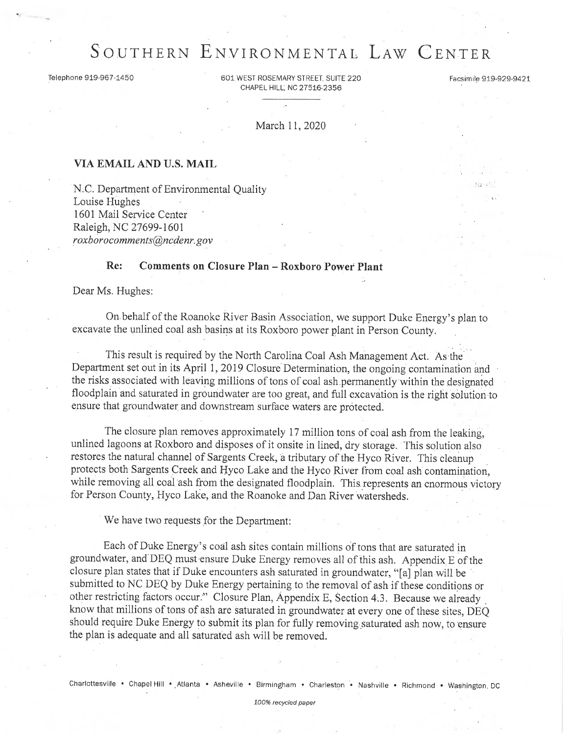# Southern Environmental Law Center

Telephone 919-967-1450 | 601 West Rosemary Street, Suite 220, Chapel Hill, NC 27516-2356 | Facsimile 919-929-9421

March 11, 2020

**VIA EMAIL AND U.S. MAIL**

N.C. Department of Environmental Quality
Louise Hughes
1601 Mail Service Center
Raleigh, NC 27699-1601
*roxborocomments@ncdenr.gov*

**Re: Comments on Closure Plan – Roxboro Power Plant**

Dear Ms. Hughes:

On behalf of the Roanoke River Basin Association, we support Duke Energy's plan to excavate the unlined coal ash basins at its Roxboro power plant in Person County.

This result is required by the North Carolina Coal Ash Management Act. As the Department set out in its April 1, 2019 Closure Determination, the ongoing contamination and the risks associated with leaving millions of tons of coal ash permanently within the designated floodplain and saturated in groundwater are too great, and full excavation is the right solution to ensure that groundwater and downstream surface waters are protected.

The closure plan removes approximately 17 million tons of coal ash from the leaking, unlined lagoons at Roxboro and disposes of it onsite in lined, dry storage. This solution also restores the natural channel of Sargents Creek, a tributary of the Hyco River. This cleanup protects both Sargents Creek and Hyco Lake and the Hyco River from coal ash contamination, while removing all coal ash from the designated floodplain. This represents an enormous victory for Person County, Hyco Lake, and the Roanoke and Dan River watersheds.

We have two requests for the Department:

Each of Duke Energy's coal ash sites contain millions of tons that are saturated in groundwater, and DEQ must ensure Duke Energy removes all of this ash. Appendix E of the closure plan states that if Duke encounters ash saturated in groundwater, "[a] plan will be submitted to NC DEQ by Duke Energy pertaining to the removal of ash if these conditions or other restricting factors occur." Closure Plan, Appendix E, Section 4.3. Because we already know that millions of tons of ash are saturated in groundwater at every one of these sites, DEQ should require Duke Energy to submit its plan for fully removing saturated ash now, to ensure the plan is adequate and all saturated ash will be removed.

Charlottesville • Chapel Hill • Atlanta • Asheville • Birmingham • Charleston • Nashville • Richmond • Washington, DC

*100% recycled paper*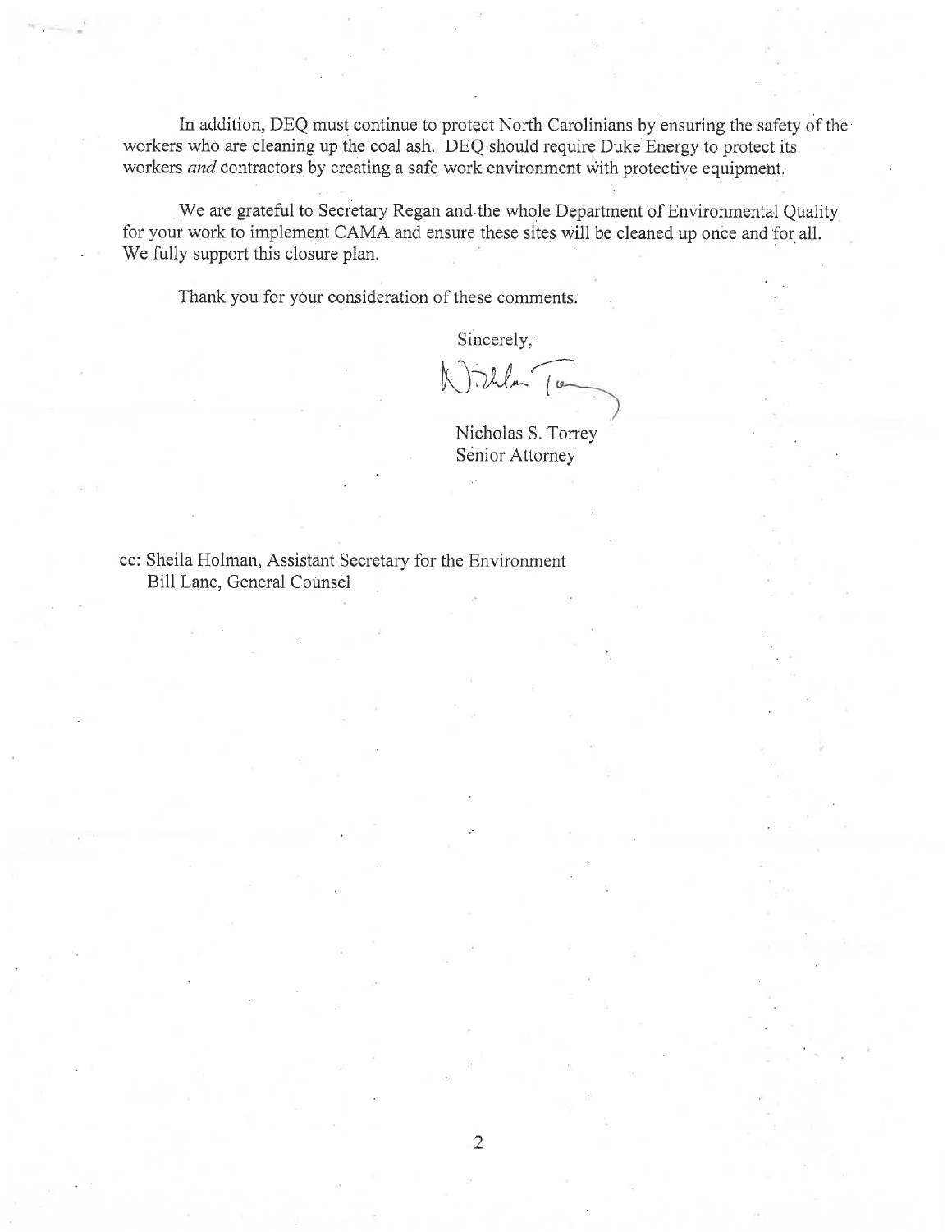In addition, DEQ must continue to protect North Carolinians by ensuring the safety of the workers who are cleaning up the coal ash. DEQ should require Duke Energy to protect its workers *and* contractors by creating a safe work environment with protective equipment.

We are grateful to Secretary Regan and the whole Department of Environmental Quality for your work to implement CAMA and ensure these sites will be cleaned up once and for all. We fully support this closure plan.

Thank you for your consideration of these comments.

Sincerely,

Nicholas S. Torrey
Senior Attorney

cc: Sheila Holman, Assistant Secretary for the Environment
Bill Lane, General Counsel